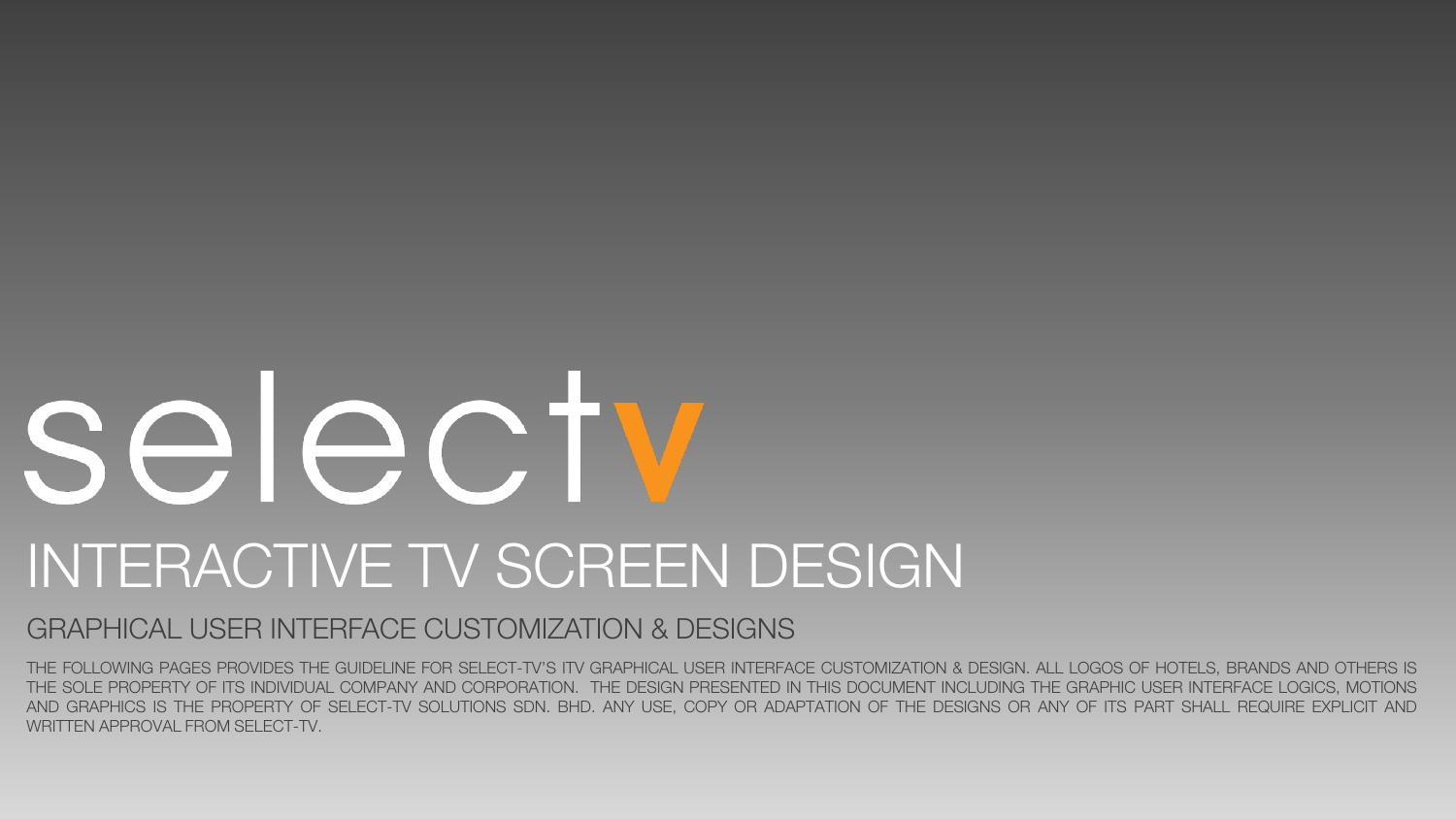# selectv

# INTERACTIVE TV SCREEN DESIGN

## GRAPHICAL USER INTERFACE CUSTOMIZATION & DESIGNS

THE FOLLOWING PAGES PROVIDES THE GUIDELINE FOR SELECT-TV'S ITV GRAPHICAL USER INTERFACE CUSTOMIZATION & DESIGN. ALL LOGOS OF HOTELS, BRANDS AND OTHERS IS THE SOLE PROPERTY OF ITS INDIVIDUAL COMPANY AND CORPORATION. THE DESIGN PRESENTED IN THIS DOCUMENT INCLUDING THE GRAPHIC USER INTERFACE LOGICS, MOTIONS AND GRAPHICS IS THE PROPERTY OF SELECT-TV SOLUTIONS SDN. BHD. ANY USE, COPY OR ADAPTATION OF THE DESIGNS OR ANY OF ITS PART SHALL REQUIRE EXPLICIT AND WRITTEN APPROVAL FROM SELECT-TV.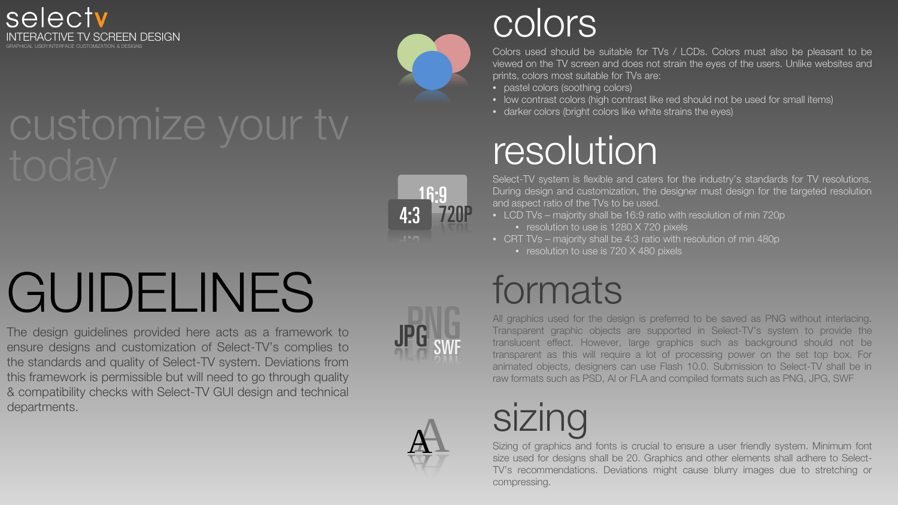selectv

INTERACTIVE TV SCREEN DESIGN

GRAPHICAL USER INTERFACE CUSTOMIZATION & DESIGNS

customize your tv today

# GUIDELINES

The design guidelines provided here acts as a framework to ensure designs and customization of Select-TV's complies to the standards and quality of Select-TV system. Deviations from this framework is permissible but will need to go through quality & compatibility checks with Select-TV GUI design and technical departments.

## colors

Colors used should be suitable for TVs / LCDs. Colors must also be pleasant to be viewed on the TV screen and does not strain the eyes of the users. Unlike websites and prints, colors most suitable for TVs are:

- pastel colors (soothing colors)
- low contrast colors (high contrast like red should not be used for small items)
- darker colors (bright colors like white strains the eyes)

## resolution

Select-TV system is flexible and caters for the industry's standards for TV resolutions. During design and customization, the designer must design for the targeted resolution and aspect ratio of the TVs to be used.

- LCD TVs – majority shall be 16:9 ratio with resolution of min 720p
  - resolution to use is 1280 X 720 pixels
- CRT TVs – majority shall be 4:3 ratio with resolution of min 480p
  - resolution to use is 720 X 480 pixels

## formats

All graphics used for the design is preferred to be saved as PNG without interlacing. Transparent graphic objects are supported in Select-TV's system to provide the translucent effect. However, large graphics such as background should not be transparent as this will require a lot of processing power on the set top box. For animated objects, designers can use Flash 10.0. Submission to Select-TV shall be in raw formats such as PSD, AI or FLA and compiled formats such as PNG, JPG, SWF

## sizing

Sizing of graphics and fonts is crucial to ensure a user friendly system. Minimum font size used for designs shall be 20. Graphics and other elements shall adhere to Select-TV's recommendations. Deviations might cause blurry images due to stretching or compressing.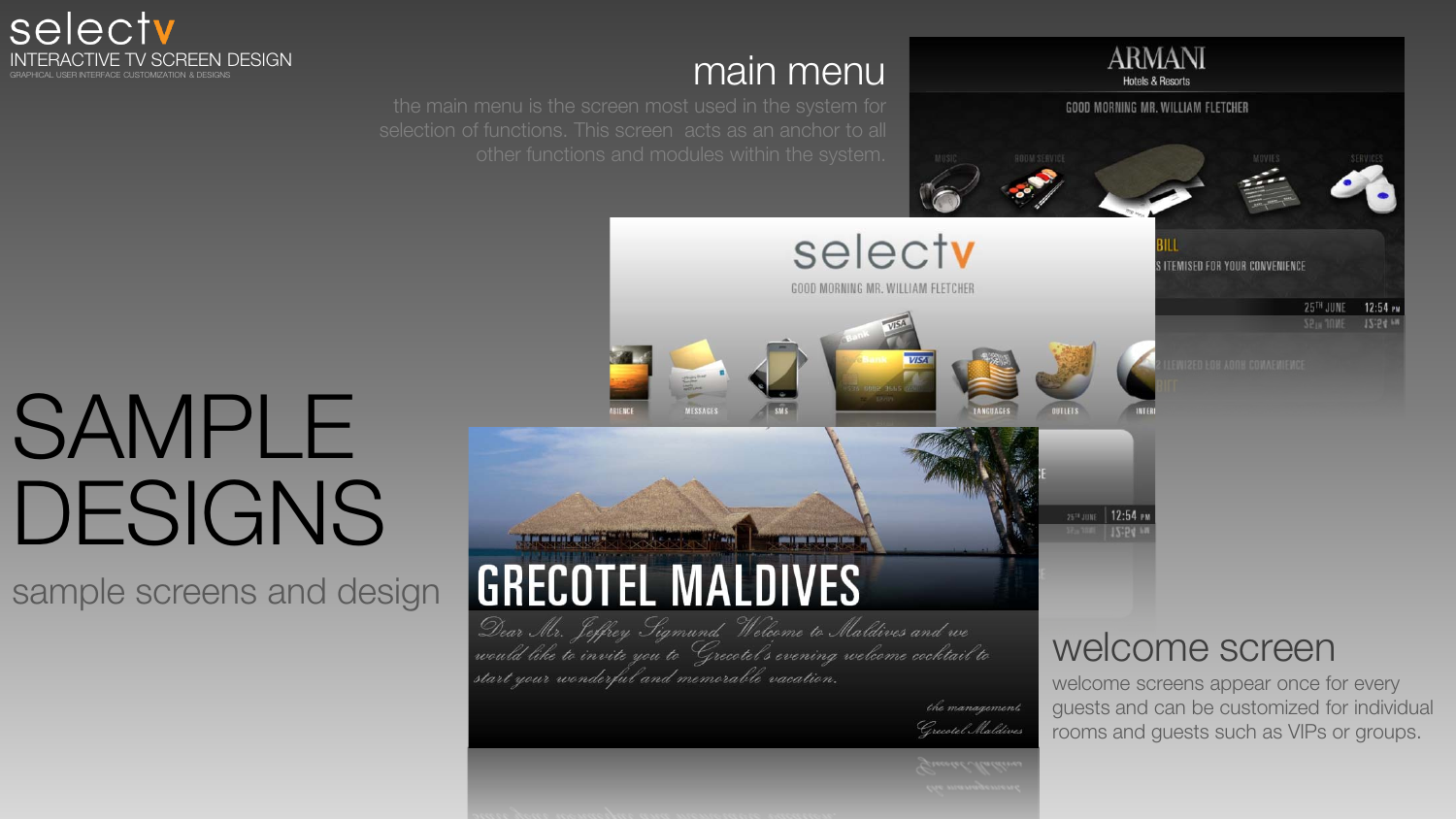selectv

INTERACTIVE TV SCREEN DESIGN

GRAPHICAL USER INTERFACE CUSTOMIZATION & DESIGNS

# SAMPLE DESIGNS

sample screens and design

## main menu

the main menu is the screen most used in the system for selection of functions. This screen acts as an anchor to all other functions and modules within the system.

## welcome screen

welcome screens appear once for every guests and can be customized for individual rooms and guests such as VIPs or groups.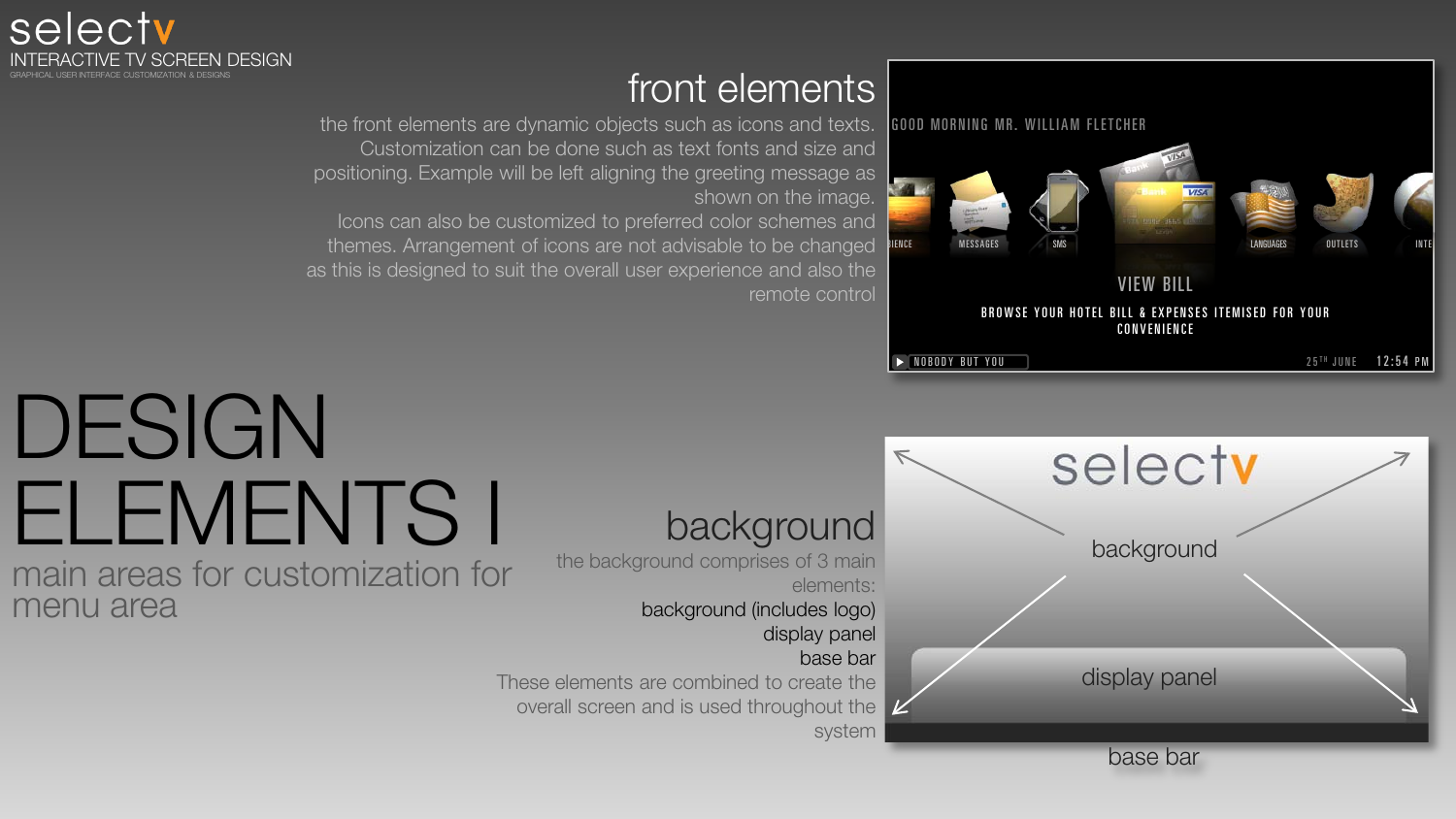selectv

INTERACTIVE TV SCREEN DESIGN

GRAPHICAL USER INTERFACE CUSTOMIZATION & DESIGNS

## front elements

the front elements are dynamic objects such as icons and texts. Customization can be done such as text fonts and size and positioning. Example will be left aligning the greeting message as shown on the image.
Icons can also be customized to preferred color schemes and themes. Arrangement of icons are not advisable to be changed as this is designed to suit the overall user experience and also the remote control

GOOD MORNING MR. WILLIAM FLETCHER

IENCE MESSAGES SMS LANGUAGES OUTLETS INTE

VIEW BILL

BROWSE YOUR HOTEL BILL & EXPENSES ITEMISED FOR YOUR CONVENIENCE

NOBODY BUT YOU

25TH JUNE 12:54 PM

# DESIGN ELEMENTS I

main areas for customization for menu area

## background

the background comprises of 3 main elements:

background (includes logo)

display panel

base bar

These elements are combined to create the overall screen and is used throughout the system

selectv

background

display panel

base bar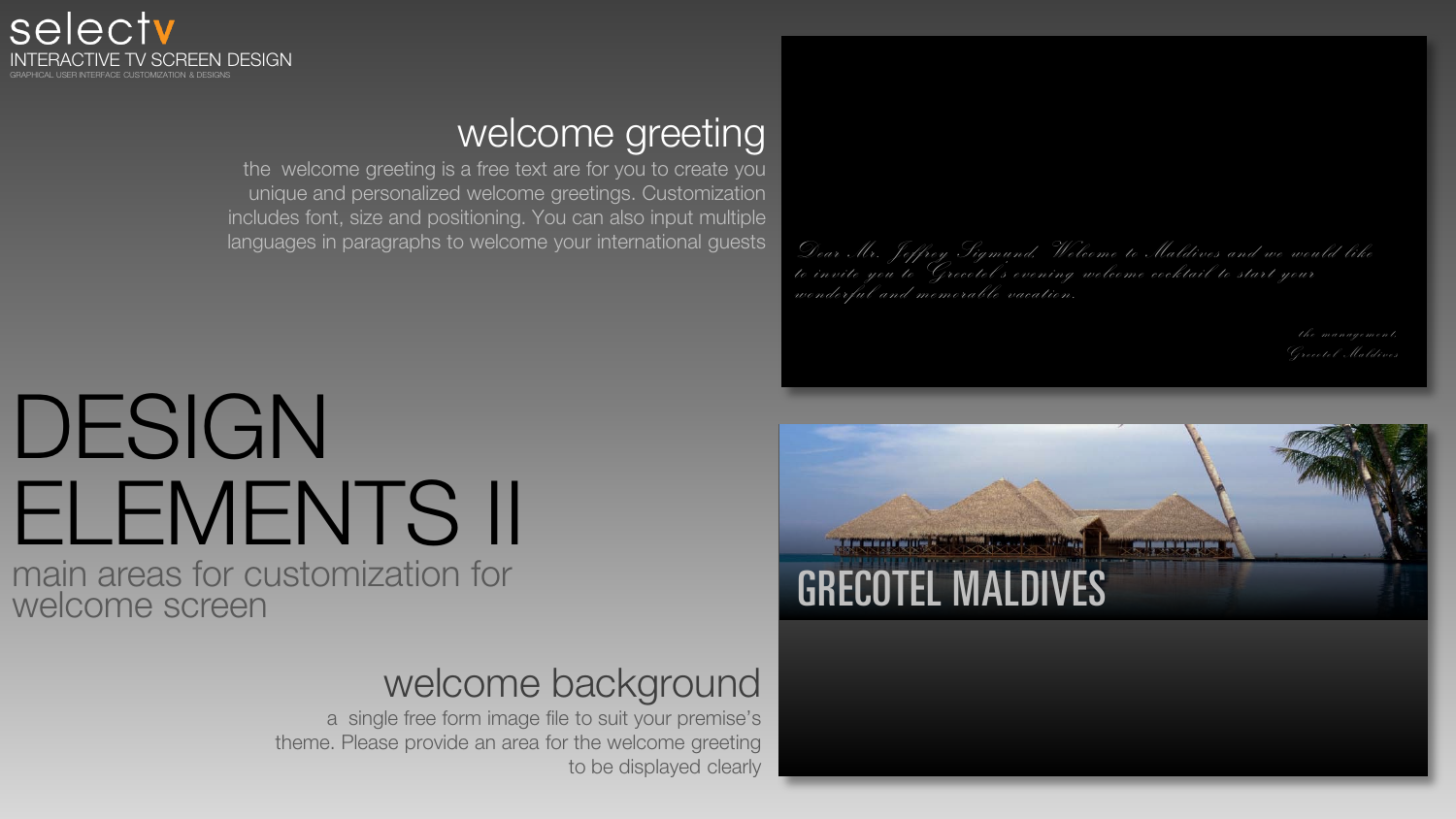selectv

INTERACTIVE TV SCREEN DESIGN

GRAPHICAL USER INTERFACE CUSTOMIZATION & DESIGNS

## welcome greeting

the  welcome greeting is a free text are for you to create you unique and personalized welcome greetings. Customization includes font, size and positioning. You can also input multiple languages in paragraphs to welcome your international guests

*Dear Mr. Jeffrey Sigmund, Welcome to Maldives and we would like to invite you to Grecotel's evening welcome cocktail to start your wonderful and memorable vacation.*

*the management,*
*Grecotel Maldives*

# DESIGN ELEMENTS II

main areas for customization for welcome screen

## welcome background

a  single free form image file to suit your premise's theme. Please provide an area for the welcome greeting to be displayed clearly

GRECOTEL MALDIVES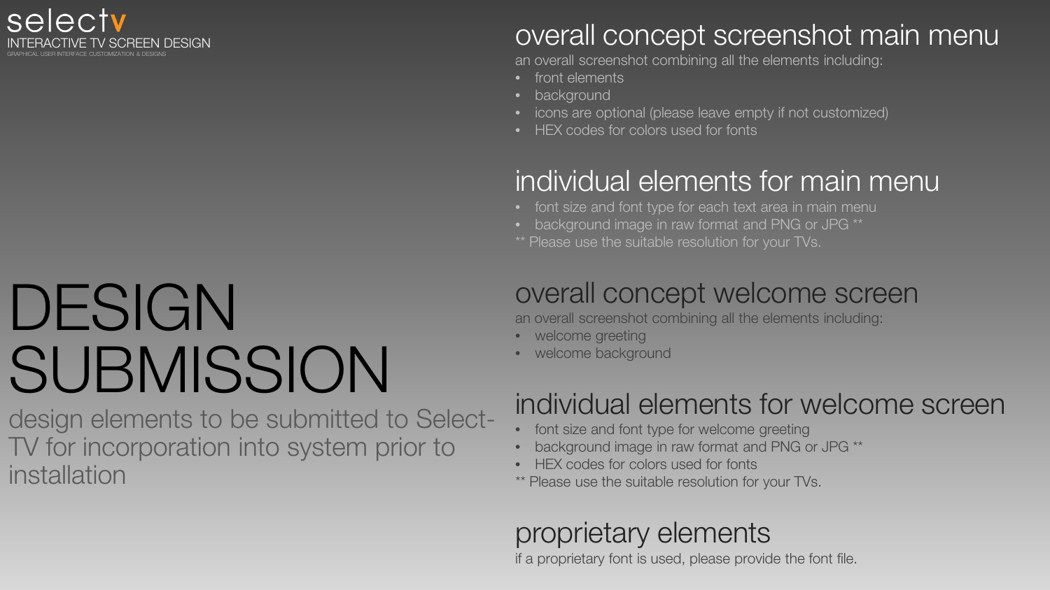selectv

INTERACTIVE TV SCREEN DESIGN

GRAPHICAL USER INTERFACE CUSTOMIZATION & DESIGNS

# DESIGN SUBMISSION

design elements to be submitted to Select-TV for incorporation into system prior to installation

## overall concept screenshot main menu

an overall screenshot combining all the elements including:

- front elements
- background
- icons are optional (please leave empty if not customized)
- HEX codes for colors used for fonts

## individual elements for main menu

- font size and font type for each text area in main menu
- background image in raw format and PNG or JPG **

** Please use the suitable resolution for your TVs.

## overall concept welcome screen

an overall screenshot combining all the elements including:

- welcome greeting
- welcome background

## individual elements for welcome screen

- font size and font type for welcome greeting
- background image in raw format and PNG or JPG **
- HEX codes for colors used for fonts

** Please use the suitable resolution for your TVs.

## proprietary elements

if a proprietary font is used, please provide the font file.